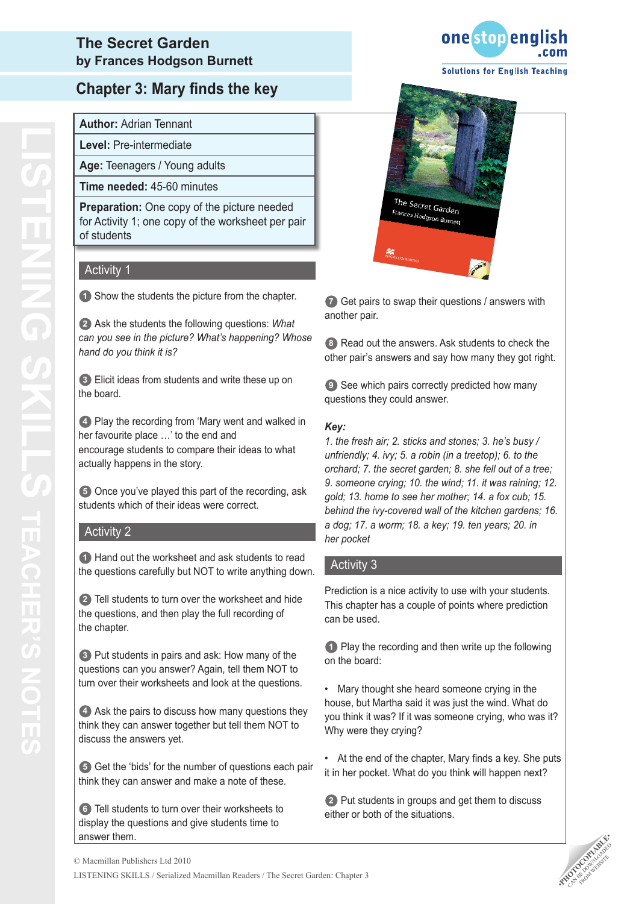# The Secret Garden
**by Frances Hodgson Burnett**

## Chapter 3: Mary finds the key

| | |
|---|---|
| **Author:** Adrian Tennant | |
| **Level:** Pre-intermediate | |
| **Age:** Teenagers / Young adults | |
| **Time needed:** 45-60 minutes | |
| **Preparation:** One copy of the picture needed for Activity 1; one copy of the worksheet per pair of students | |

### Activity 1

1. Show the students the picture from the chapter.

2. Ask the students the following questions: *What can you see in the picture? What's happening? Whose hand do you think it is?*

3. Elicit ideas from students and write these up on the board.

4. Play the recording from 'Mary went and walked in her favourite place …' to the end and encourage students to compare their ideas to what actually happens in the story.

5. Once you've played this part of the recording, ask students which of their ideas were correct.

### Activity 2

1. Hand out the worksheet and ask students to read the questions carefully but NOT to write anything down.

2. Tell students to turn over the worksheet and hide the questions, and then play the full recording of the chapter.

3. Put students in pairs and ask: How many of the questions can you answer? Again, tell them NOT to turn over their worksheets and look at the questions.

4. Ask the pairs to discuss how many questions they think they can answer together but tell them NOT to discuss the answers yet.

5. Get the 'bids' for the number of questions each pair think they can answer and make a note of these.

6. Tell students to turn over their worksheets to display the questions and give students time to answer them.

7. Get pairs to swap their questions / answers with another pair.

8. Read out the answers. Ask students to check the other pair's answers and say how many they got right.

9. See which pairs correctly predicted how many questions they could answer.

***Key:***

*1. the fresh air; 2. sticks and stones; 3. he's busy / unfriendly; 4. ivy; 5. a robin (in a treetop); 6. to the orchard; 7. the secret garden; 8. she fell out of a tree; 9. someone crying; 10. the wind; 11. it was raining; 12. gold; 13. home to see her mother; 14. a fox cub; 15. behind the ivy-covered wall of the kitchen gardens; 16. a dog; 17. a worm; 18. a key; 19. ten years; 20. in her pocket*

### Activity 3

Prediction is a nice activity to use with your students. This chapter has a couple of points where prediction can be used.

1. Play the recording and then write up the following on the board:

   - Mary thought she heard someone crying in the house, but Martha said it was just the wind. What do you think it was? If it was someone crying, who was it? Why were they crying?

   - At the end of the chapter, Mary finds a key. She puts it in her pocket. What do you think will happen next?

2. Put students in groups and get them to discuss either or both of the situations.

© Macmillan Publishers Ltd 2010

LISTENING SKILLS / Serialized Macmillan Readers / The Secret Garden: Chapter 3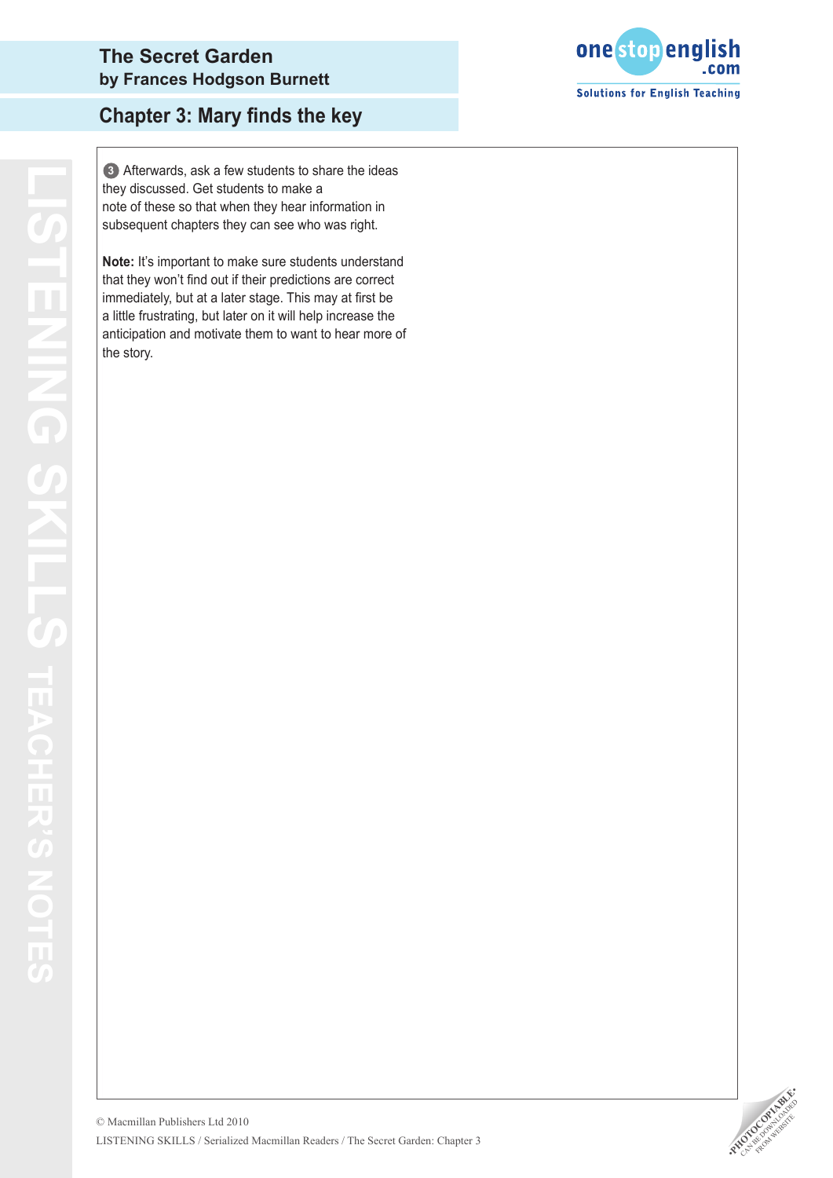3 Afterwards, ask a few students to share the ideas they discussed. Get students to make a note of these so that when they hear information in subsequent chapters they can see who was right.

**Note:** It's important to make sure students understand that they won't find out if their predictions are correct immediately, but at a later stage. This may at first be a little frustrating, but later on it will help increase the anticipation and motivate them to want to hear more of the story.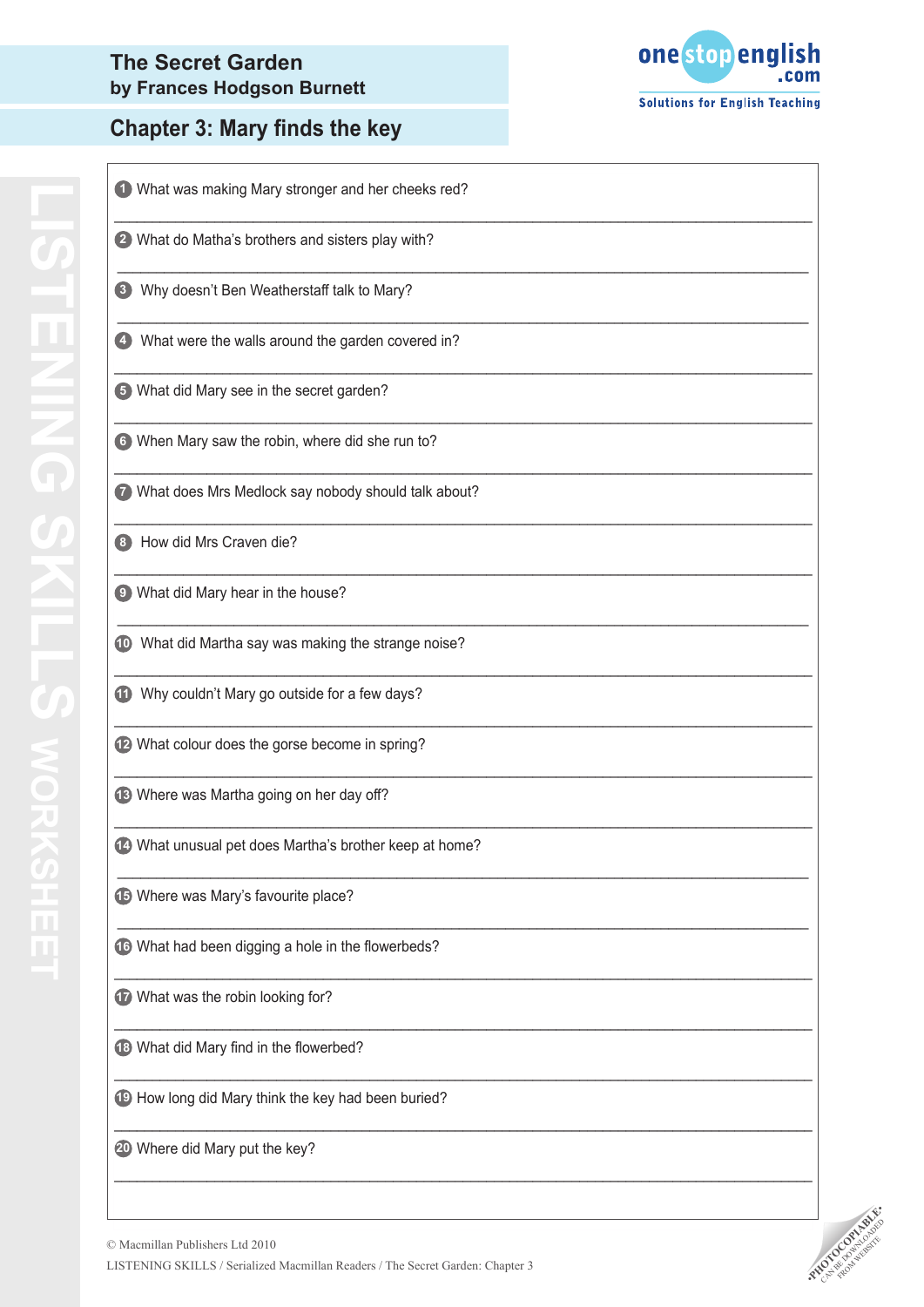## The Secret Garden
### by Frances Hodgson Burnett

## Chapter 3: Mary finds the key

LISTENING SKILLS WORKSHEET

1. What was making Mary stronger and her cheeks red?
2. What do Matha's brothers and sisters play with?
3. Why doesn't Ben Weatherstaff talk to Mary?
4. What were the walls around the garden covered in?
5. What did Mary see in the secret garden?
6. When Mary saw the robin, where did she run to?
7. What does Mrs Medlock say nobody should talk about?
8. How did Mrs Craven die?
9. What did Mary hear in the house?
10. What did Martha say was making the strange noise?
11. Why couldn't Mary go outside for a few days?
12. What colour does the gorse become in spring?
13. Where was Martha going on her day off?
14. What unusual pet does Martha's brother keep at home?
15. Where was Mary's favourite place?
16. What had been digging a hole in the flowerbeds?
17. What was the robin looking for?
18. What did Mary find in the flowerbed?
19. How long did Mary think the key had been buried?
20. Where did Mary put the key?

© Macmillan Publishers Ltd 2010
LISTENING SKILLS / Serialized Macmillan Readers / The Secret Garden: Chapter 3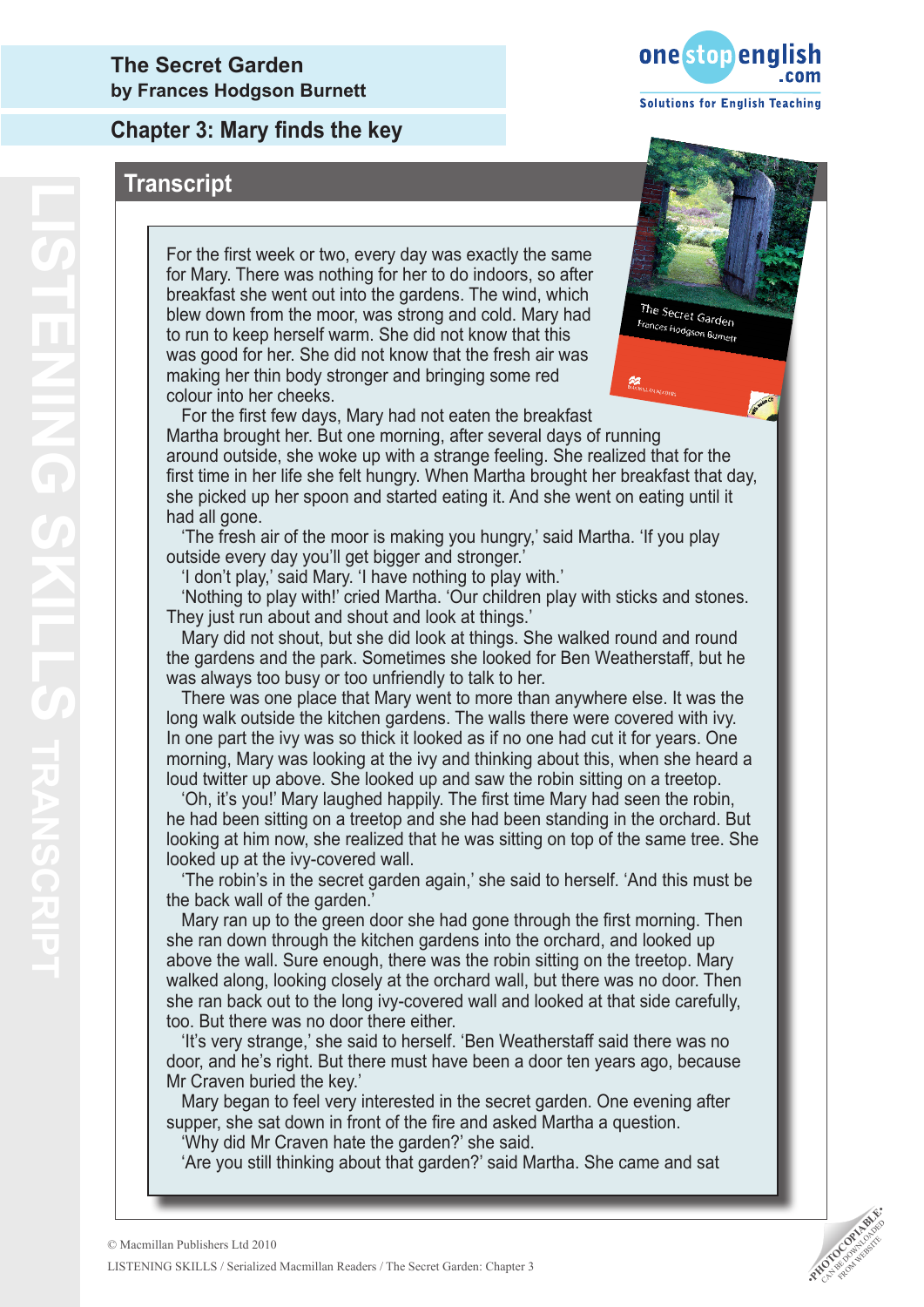# The Secret Garden
**by Frances Hodgson Burnett**

## Chapter 3: Mary finds the key

## Transcript

For the first week or two, every day was exactly the same for Mary. There was nothing for her to do indoors, so after breakfast she went out into the gardens. The wind, which blew down from the moor, was strong and cold. Mary had to run to keep herself warm. She did not know that this was good for her. She did not know that the fresh air was making her thin body stronger and bringing some red colour into her cheeks.

For the first few days, Mary had not eaten the breakfast Martha brought her. But one morning, after several days of running around outside, she woke up with a strange feeling. She realized that for the first time in her life she felt hungry. When Martha brought her breakfast that day, she picked up her spoon and started eating it. And she went on eating until it had all gone.

'The fresh air of the moor is making you hungry,' said Martha. 'If you play outside every day you'll get bigger and stronger.'

'I don't play,' said Mary. 'I have nothing to play with.'

'Nothing to play with!' cried Martha. 'Our children play with sticks and stones. They just run about and shout and look at things.'

Mary did not shout, but she did look at things. She walked round and round the gardens and the park. Sometimes she looked for Ben Weatherstaff, but he was always too busy or too unfriendly to talk to her.

There was one place that Mary went to more than anywhere else. It was the long walk outside the kitchen gardens. The walls there were covered with ivy. In one part the ivy was so thick it looked as if no one had cut it for years. One morning, Mary was looking at the ivy and thinking about this, when she heard a loud twitter up above. She looked up and saw the robin sitting on a treetop.

'Oh, it's you!' Mary laughed happily. The first time Mary had seen the robin, he had been sitting on a treetop and she had been standing in the orchard. But looking at him now, she realized that he was sitting on top of the same tree. She looked up at the ivy-covered wall.

'The robin's in the secret garden again,' she said to herself. 'And this must be the back wall of the garden.'

Mary ran up to the green door she had gone through the first morning. Then she ran down through the kitchen gardens into the orchard, and looked up above the wall. Sure enough, there was the robin sitting on the treetop. Mary walked along, looking closely at the orchard wall, but there was no door. Then she ran back out to the long ivy-covered wall and looked at that side carefully, too. But there was no door there either.

'It's very strange,' she said to herself. 'Ben Weatherstaff said there was no door, and he's right. But there must have been a door ten years ago, because Mr Craven buried the key.'

Mary began to feel very interested in the secret garden. One evening after supper, she sat down in front of the fire and asked Martha a question.

'Why did Mr Craven hate the garden?' she said.

'Are you still thinking about that garden?' said Martha. She came and sat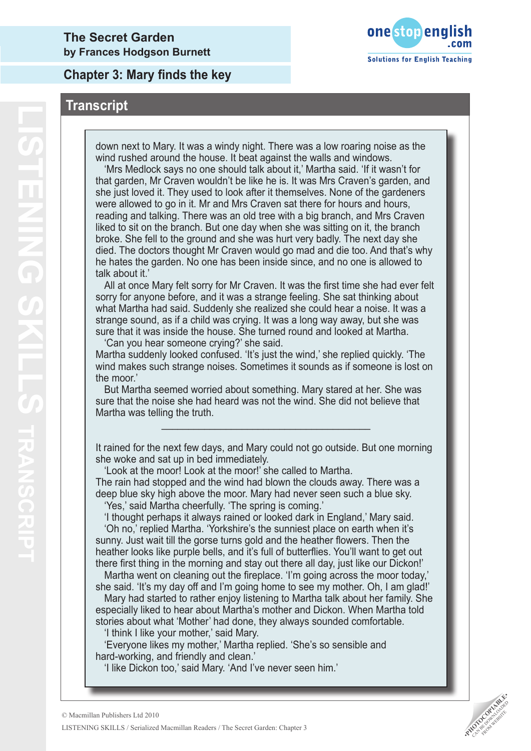## Transcript

down next to Mary. It was a windy night. There was a low roaring noise as the wind rushed around the house. It beat against the walls and windows.

'Mrs Medlock says no one should talk about it,' Martha said. 'If it wasn't for that garden, Mr Craven wouldn't be like he is. It was Mrs Craven's garden, and she just loved it. They used to look after it themselves. None of the gardeners were allowed to go in it. Mr and Mrs Craven sat there for hours and hours, reading and talking. There was an old tree with a big branch, and Mrs Craven liked to sit on the branch. But one day when she was sitting on it, the branch broke. She fell to the ground and she was hurt very badly. The next day she died. The doctors thought Mr Craven would go mad and die too. And that's why he hates the garden. No one has been inside since, and no one is allowed to talk about it.'

All at once Mary felt sorry for Mr Craven. It was the first time she had ever felt sorry for anyone before, and it was a strange feeling. She sat thinking about what Martha had said. Suddenly she realized she could hear a noise. It was a strange sound, as if a child was crying. It was a long way away, but she was sure that it was inside the house. She turned round and looked at Martha.

'Can you hear someone crying?' she said.

Martha suddenly looked confused. 'It's just the wind,' she replied quickly. 'The wind makes such strange noises. Sometimes it sounds as if someone is lost on the moor.'

But Martha seemed worried about something. Mary stared at her. She was sure that the noise she had heard was not the wind. She did not believe that Martha was telling the truth.

---

It rained for the next few days, and Mary could not go outside. But one morning she woke and sat up in bed immediately.

'Look at the moor! Look at the moor!' she called to Martha.

The rain had stopped and the wind had blown the clouds away. There was a deep blue sky high above the moor. Mary had never seen such a blue sky.

'Yes,' said Martha cheerfully. 'The spring is coming.'

'I thought perhaps it always rained or looked dark in England,' Mary said.

'Oh no,' replied Martha. 'Yorkshire's the sunniest place on earth when it's sunny. Just wait till the gorse turns gold and the heather flowers. Then the heather looks like purple bells, and it's full of butterflies. You'll want to get out there first thing in the morning and stay out there all day, just like our Dickon!'

Martha went on cleaning out the fireplace. 'I'm going across the moor today,' she said. 'It's my day off and I'm going home to see my mother. Oh, I am glad!'

Mary had started to rather enjoy listening to Martha talk about her family. She especially liked to hear about Martha's mother and Dickon. When Martha told stories about what 'Mother' had done, they always sounded comfortable.

'I think I like your mother,' said Mary.

'Everyone likes my mother,' Martha replied. 'She's so sensible and hard-working, and friendly and clean.'

'I like Dickon too,' said Mary. 'And I've never seen him.'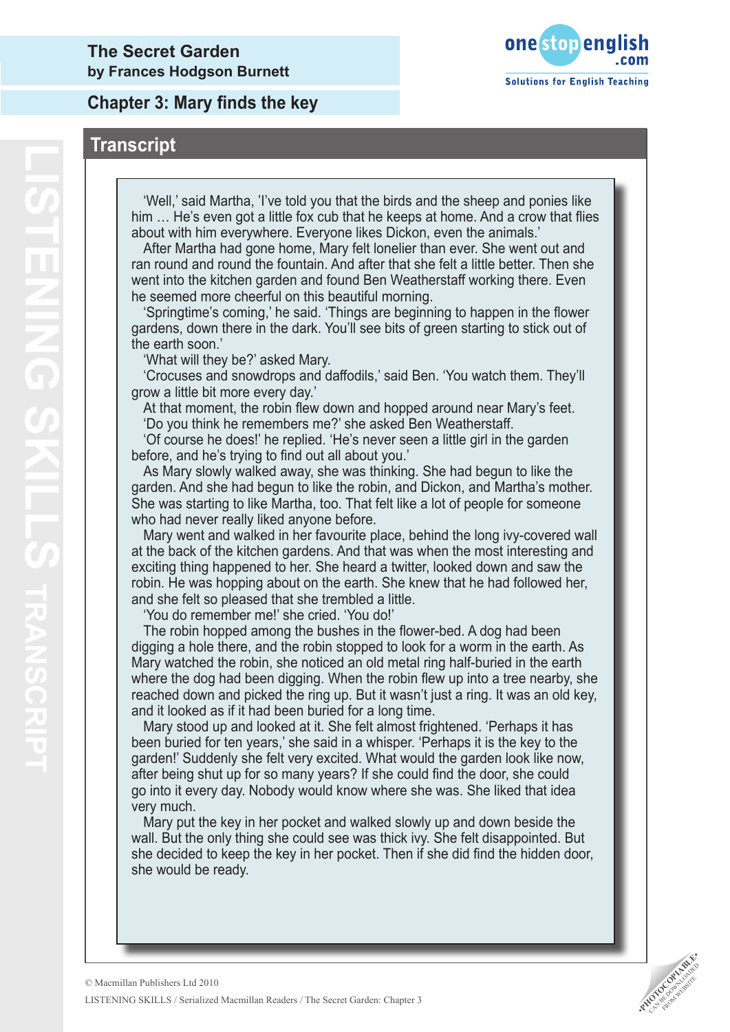# The Secret Garden
**by Frances Hodgson Burnett**

## Chapter 3: Mary finds the key

### Transcript

'Well,' said Martha, 'I've told you that the birds and the sheep and ponies like him … He's even got a little fox cub that he keeps at home. And a crow that flies about with him everywhere. Everyone likes Dickon, even the animals.'

After Martha had gone home, Mary felt lonelier than ever. She went out and ran round and round the fountain. And after that she felt a little better. Then she went into the kitchen garden and found Ben Weatherstaff working there. Even he seemed more cheerful on this beautiful morning.

'Springtime's coming,' he said. 'Things are beginning to happen in the flower gardens, down there in the dark. You'll see bits of green starting to stick out of the earth soon.'

'What will they be?' asked Mary.

'Crocuses and snowdrops and daffodils,' said Ben. 'You watch them. They'll grow a little bit more every day.'

At that moment, the robin flew down and hopped around near Mary's feet.

'Do you think he remembers me?' she asked Ben Weatherstaff.

'Of course he does!' he replied. 'He's never seen a little girl in the garden before, and he's trying to find out all about you.'

As Mary slowly walked away, she was thinking. She had begun to like the garden. And she had begun to like the robin, and Dickon, and Martha's mother. She was starting to like Martha, too. That felt like a lot of people for someone who had never really liked anyone before.

Mary went and walked in her favourite place, behind the long ivy-covered wall at the back of the kitchen gardens. And that was when the most interesting and exciting thing happened to her. She heard a twitter, looked down and saw the robin. He was hopping about on the earth. She knew that he had followed her, and she felt so pleased that she trembled a little.

'You do remember me!' she cried. 'You do!'

The robin hopped among the bushes in the flower-bed. A dog had been digging a hole there, and the robin stopped to look for a worm in the earth. As Mary watched the robin, she noticed an old metal ring half-buried in the earth where the dog had been digging. When the robin flew up into a tree nearby, she reached down and picked the ring up. But it wasn't just a ring. It was an old key, and it looked as if it had been buried for a long time.

Mary stood up and looked at it. She felt almost frightened. 'Perhaps it has been buried for ten years,' she said in a whisper. 'Perhaps it is the key to the garden!' Suddenly she felt very excited. What would the garden look like now, after being shut up for so many years? If she could find the door, she could go into it every day. Nobody would know where she was. She liked that idea very much.

Mary put the key in her pocket and walked slowly up and down beside the wall. But the only thing she could see was thick ivy. She felt disappointed. But she decided to keep the key in her pocket. Then if she did find the hidden door, she would be ready.

© Macmillan Publishers Ltd 2010

LISTENING SKILLS / Serialized Macmillan Readers / The Secret Garden: Chapter 3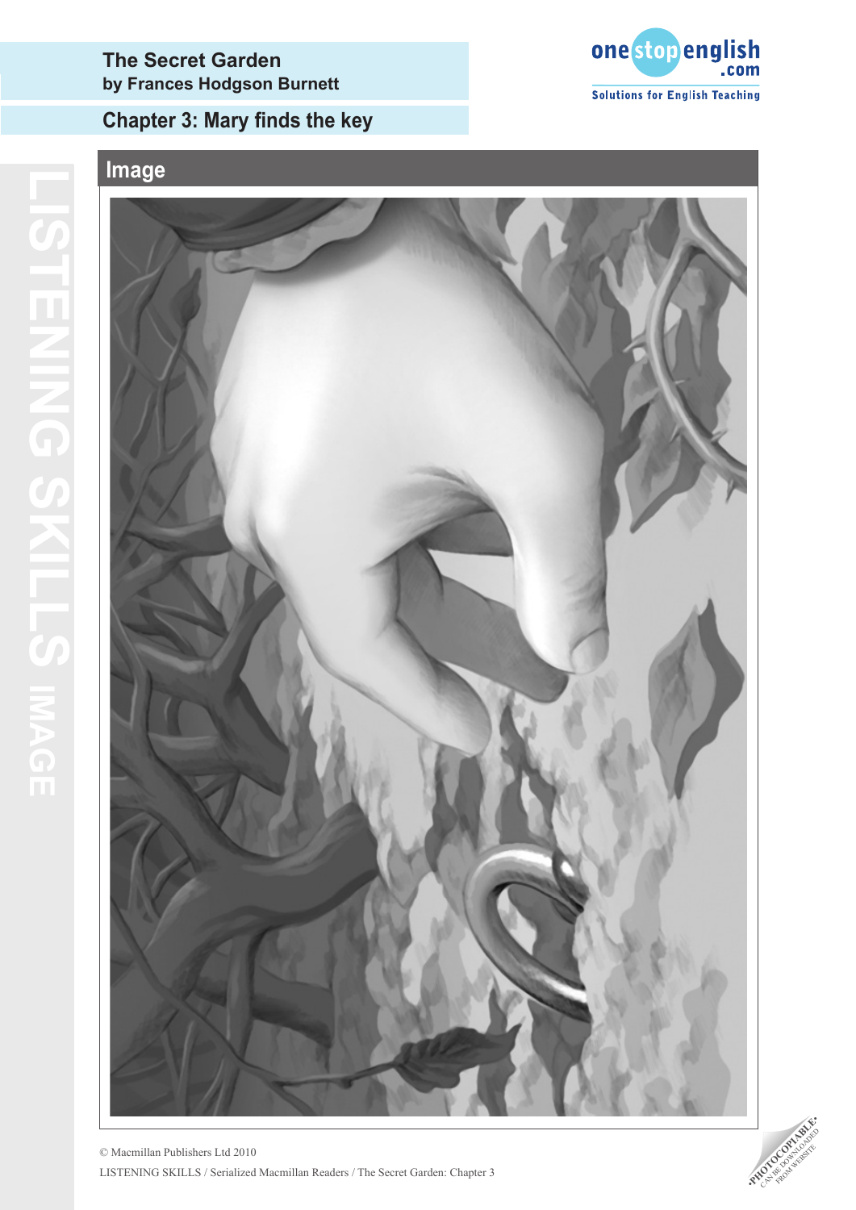The Secret Garden
by Frances Hodgson Burnett

## Chapter 3: Mary finds the key

## Image

LISTENING SKILLS IMAGE

© Macmillan Publishers Ltd 2010
LISTENING SKILLS / Serialized Macmillan Readers / The Secret Garden: Chapter 3